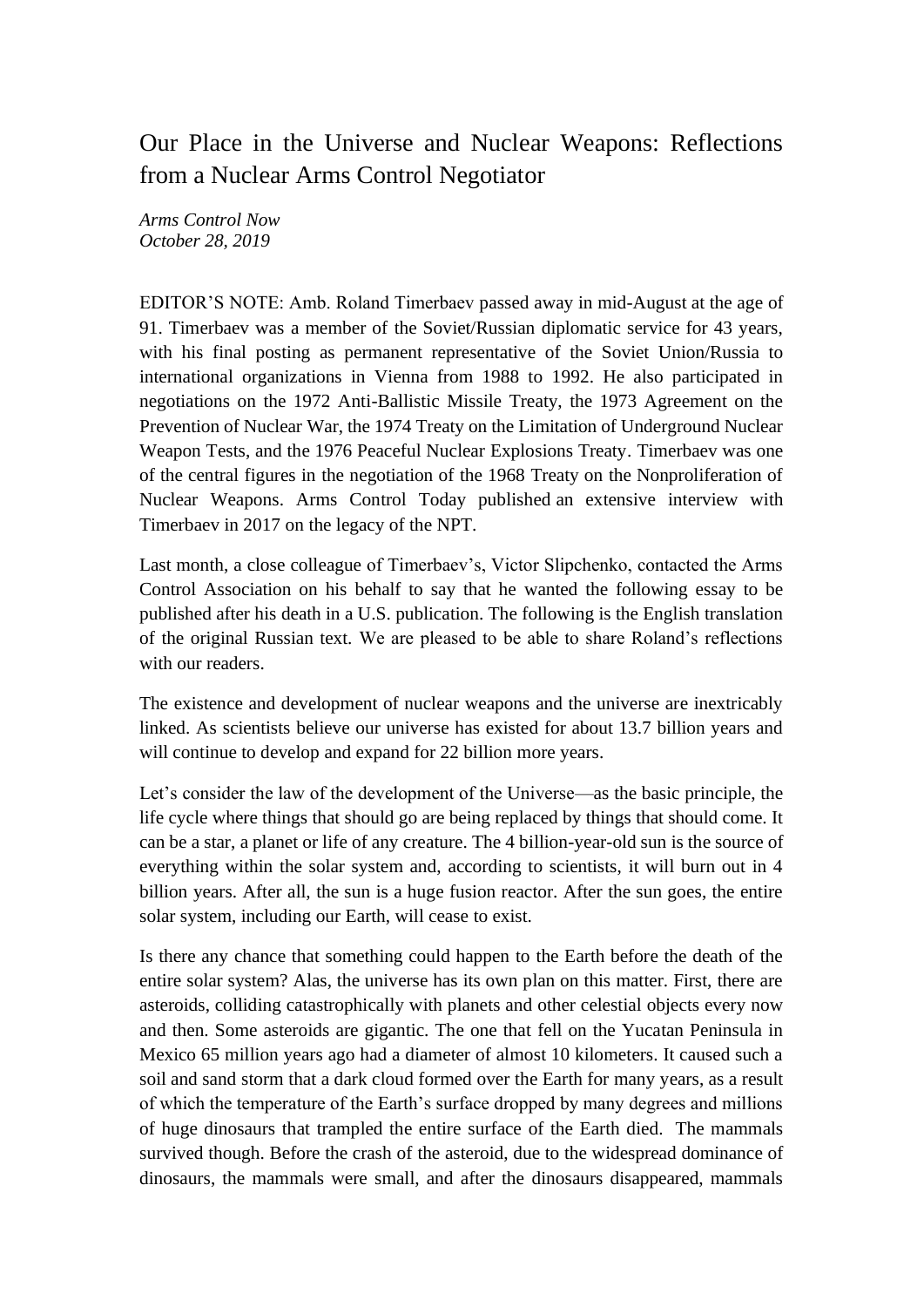# Our Place in the Universe and Nuclear Weapons: Reflections from a Nuclear Arms Control Negotiator

*Arms Control Now*
*October 28, 2019*

EDITOR'S NOTE: Amb. Roland Timerbaev passed away in mid-August at the age of 91. Timerbaev was a member of the Soviet/Russian diplomatic service for 43 years, with his final posting as permanent representative of the Soviet Union/Russia to international organizations in Vienna from 1988 to 1992. He also participated in negotiations on the 1972 Anti-Ballistic Missile Treaty, the 1973 Agreement on the Prevention of Nuclear War, the 1974 Treaty on the Limitation of Underground Nuclear Weapon Tests, and the 1976 Peaceful Nuclear Explosions Treaty. Timerbaev was one of the central figures in the negotiation of the 1968 Treaty on the Nonproliferation of Nuclear Weapons. Arms Control Today published an extensive interview with Timerbaev in 2017 on the legacy of the NPT.

Last month, a close colleague of Timerbaev's, Victor Slipchenko, contacted the Arms Control Association on his behalf to say that he wanted the following essay to be published after his death in a U.S. publication. The following is the English translation of the original Russian text. We are pleased to be able to share Roland's reflections with our readers.

The existence and development of nuclear weapons and the universe are inextricably linked. As scientists believe our universe has existed for about 13.7 billion years and will continue to develop and expand for 22 billion more years.

Let's consider the law of the development of the Universe—as the basic principle, the life cycle where things that should go are being replaced by things that should come. It can be a star, a planet or life of any creature. The 4 billion-year-old sun is the source of everything within the solar system and, according to scientists, it will burn out in 4 billion years. After all, the sun is a huge fusion reactor. After the sun goes, the entire solar system, including our Earth, will cease to exist.

Is there any chance that something could happen to the Earth before the death of the entire solar system? Alas, the universe has its own plan on this matter. First, there are asteroids, colliding catastrophically with planets and other celestial objects every now and then. Some asteroids are gigantic. The one that fell on the Yucatan Peninsula in Mexico 65 million years ago had a diameter of almost 10 kilometers. It caused such a soil and sand storm that a dark cloud formed over the Earth for many years, as a result of which the temperature of the Earth's surface dropped by many degrees and millions of huge dinosaurs that trampled the entire surface of the Earth died. The mammals survived though. Before the crash of the asteroid, due to the widespread dominance of dinosaurs, the mammals were small, and after the dinosaurs disappeared, mammals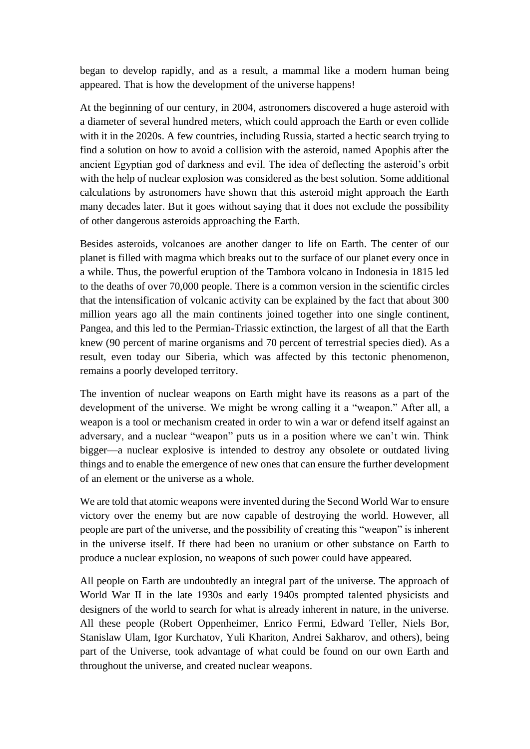began to develop rapidly, and as a result, a mammal like a modern human being appeared. That is how the development of the universe happens!

At the beginning of our century, in 2004, astronomers discovered a huge asteroid with a diameter of several hundred meters, which could approach the Earth or even collide with it in the 2020s. A few countries, including Russia, started a hectic search trying to find a solution on how to avoid a collision with the asteroid, named Apophis after the ancient Egyptian god of darkness and evil. The idea of deflecting the asteroid's orbit with the help of nuclear explosion was considered as the best solution. Some additional calculations by astronomers have shown that this asteroid might approach the Earth many decades later. But it goes without saying that it does not exclude the possibility of other dangerous asteroids approaching the Earth.

Besides asteroids, volcanoes are another danger to life on Earth. The center of our planet is filled with magma which breaks out to the surface of our planet every once in a while. Thus, the powerful eruption of the Tambora volcano in Indonesia in 1815 led to the deaths of over 70,000 people. There is a common version in the scientific circles that the intensification of volcanic activity can be explained by the fact that about 300 million years ago all the main continents joined together into one single continent, Pangea, and this led to the Permian-Triassic extinction, the largest of all that the Earth knew (90 percent of marine organisms and 70 percent of terrestrial species died). As a result, even today our Siberia, which was affected by this tectonic phenomenon, remains a poorly developed territory.

The invention of nuclear weapons on Earth might have its reasons as a part of the development of the universe. We might be wrong calling it a "weapon." After all, a weapon is a tool or mechanism created in order to win a war or defend itself against an adversary, and a nuclear "weapon" puts us in a position where we can't win. Think bigger—a nuclear explosive is intended to destroy any obsolete or outdated living things and to enable the emergence of new ones that can ensure the further development of an element or the universe as a whole.

We are told that atomic weapons were invented during the Second World War to ensure victory over the enemy but are now capable of destroying the world. However, all people are part of the universe, and the possibility of creating this "weapon" is inherent in the universe itself. If there had been no uranium or other substance on Earth to produce a nuclear explosion, no weapons of such power could have appeared.

All people on Earth are undoubtedly an integral part of the universe. The approach of World War II in the late 1930s and early 1940s prompted talented physicists and designers of the world to search for what is already inherent in nature, in the universe. All these people (Robert Oppenheimer, Enrico Fermi, Edward Teller, Niels Bor, Stanislaw Ulam, Igor Kurchatov, Yuli Khariton, Andrei Sakharov, and others), being part of the Universe, took advantage of what could be found on our own Earth and throughout the universe, and created nuclear weapons.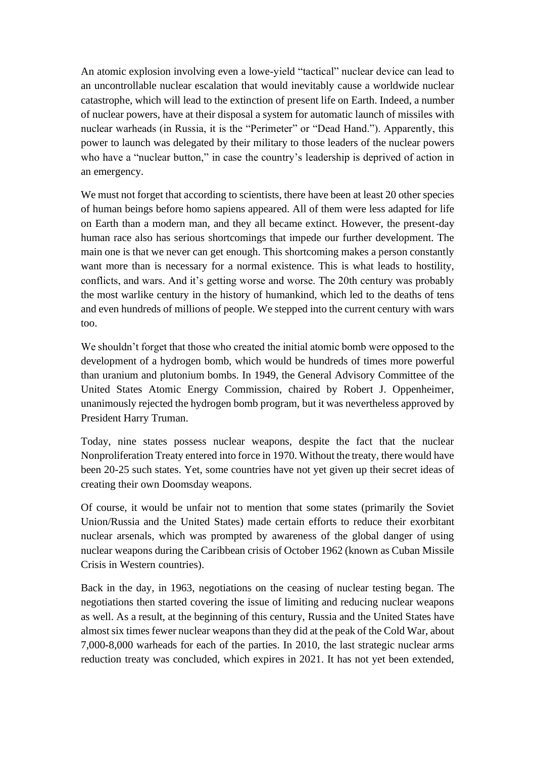An atomic explosion involving even a lowe-yield "tactical" nuclear device can lead to an uncontrollable nuclear escalation that would inevitably cause a worldwide nuclear catastrophe, which will lead to the extinction of present life on Earth. Indeed, a number of nuclear powers, have at their disposal a system for automatic launch of missiles with nuclear warheads (in Russia, it is the "Perimeter" or "Dead Hand."). Apparently, this power to launch was delegated by their military to those leaders of the nuclear powers who have a "nuclear button," in case the country's leadership is deprived of action in an emergency.

We must not forget that according to scientists, there have been at least 20 other species of human beings before homo sapiens appeared. All of them were less adapted for life on Earth than a modern man, and they all became extinct. However, the present-day human race also has serious shortcomings that impede our further development. The main one is that we never can get enough. This shortcoming makes a person constantly want more than is necessary for a normal existence. This is what leads to hostility, conflicts, and wars. And it's getting worse and worse. The 20th century was probably the most warlike century in the history of humankind, which led to the deaths of tens and even hundreds of millions of people. We stepped into the current century with wars too.

We shouldn't forget that those who created the initial atomic bomb were opposed to the development of a hydrogen bomb, which would be hundreds of times more powerful than uranium and plutonium bombs. In 1949, the General Advisory Committee of the United States Atomic Energy Commission, chaired by Robert J. Oppenheimer, unanimously rejected the hydrogen bomb program, but it was nevertheless approved by President Harry Truman.

Today, nine states possess nuclear weapons, despite the fact that the nuclear Nonproliferation Treaty entered into force in 1970. Without the treaty, there would have been 20-25 such states. Yet, some countries have not yet given up their secret ideas of creating their own Doomsday weapons.

Of course, it would be unfair not to mention that some states (primarily the Soviet Union/Russia and the United States) made certain efforts to reduce their exorbitant nuclear arsenals, which was prompted by awareness of the global danger of using nuclear weapons during the Caribbean crisis of October 1962 (known as Cuban Missile Crisis in Western countries).

Back in the day, in 1963, negotiations on the ceasing of nuclear testing began. The negotiations then started covering the issue of limiting and reducing nuclear weapons as well. As a result, at the beginning of this century, Russia and the United States have almost six times fewer nuclear weapons than they did at the peak of the Cold War, about 7,000-8,000 warheads for each of the parties. In 2010, the last strategic nuclear arms reduction treaty was concluded, which expires in 2021. It has not yet been extended,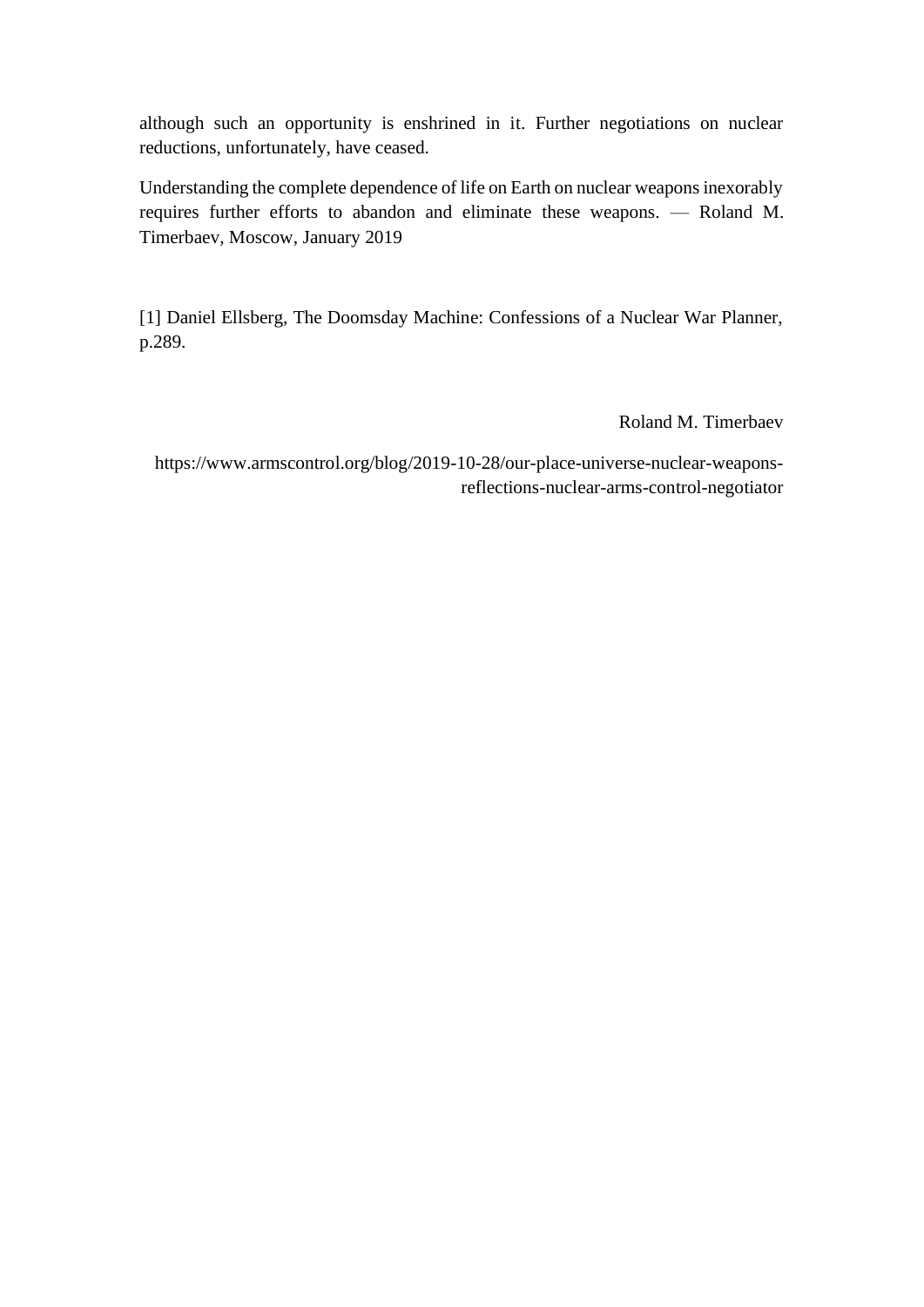although such an opportunity is enshrined in it. Further negotiations on nuclear reductions, unfortunately, have ceased.

Understanding the complete dependence of life on Earth on nuclear weapons inexorably requires further efforts to abandon and eliminate these weapons. — Roland M. Timerbaev, Moscow, January 2019

[1] Daniel Ellsberg, The Doomsday Machine: Confessions of a Nuclear War Planner, p.289.

Roland M. Timerbaev

https://www.armscontrol.org/blog/2019-10-28/our-place-universe-nuclear-weapons-reflections-nuclear-arms-control-negotiator